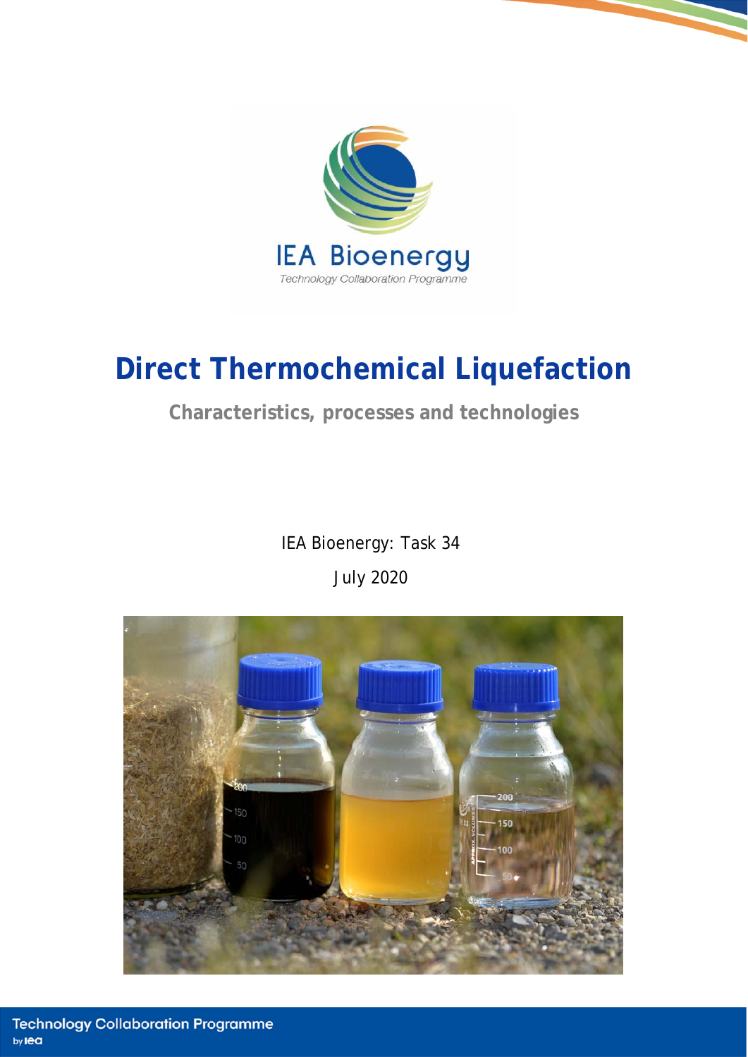IEA Bioenergy

Technology Collaboration Programme

# Direct Thermochemical Liquefaction

## Characteristics, processes and technologies

IEA Bioenergy: Task 34

July 2020

Technology Collaboration Programme by iea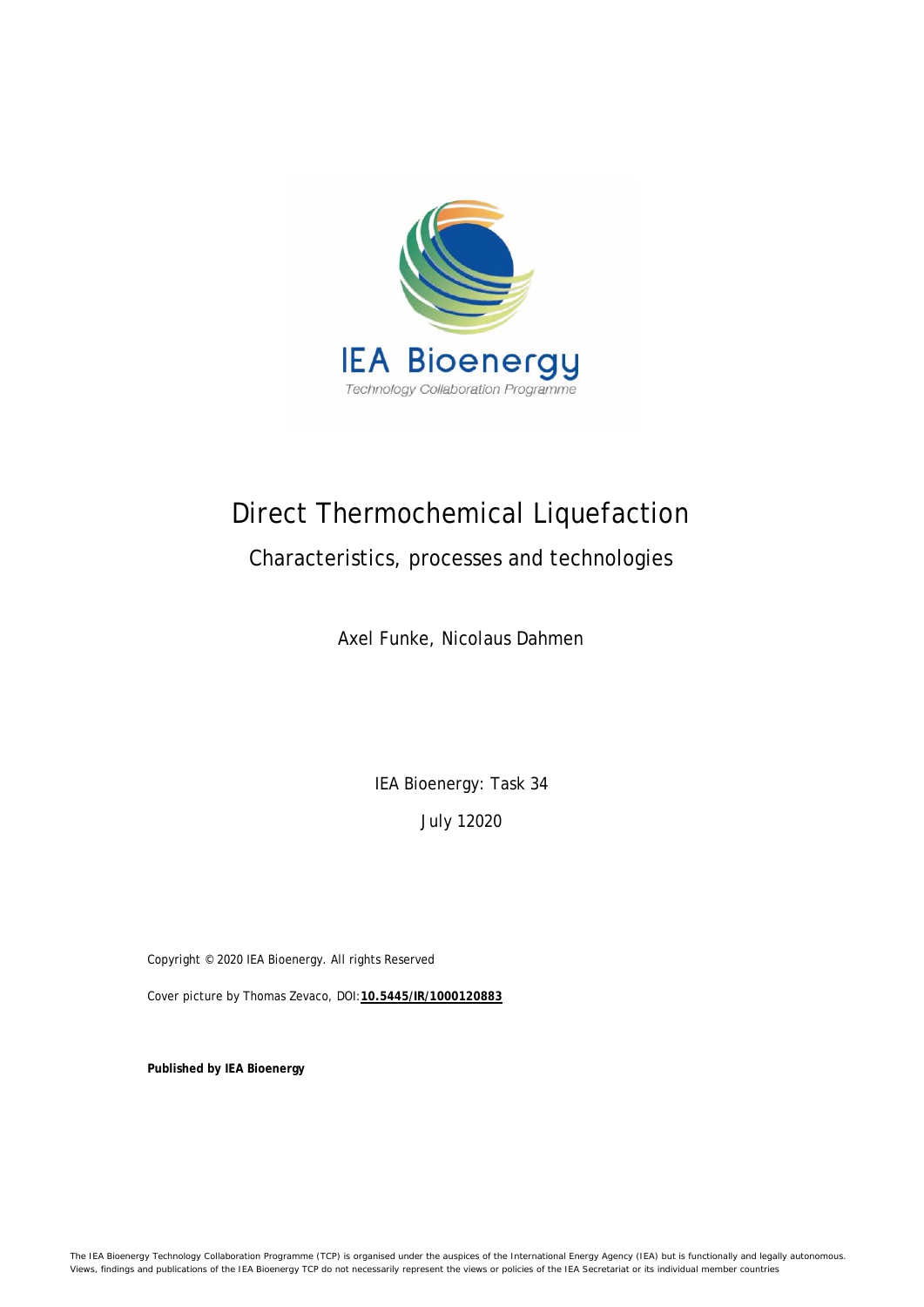# Direct Thermochemical Liquefaction

## Characteristics, processes and technologies

Axel Funke, Nicolaus Dahmen

IEA Bioenergy: Task 34

July 12020

Copyright © 2020 IEA Bioenergy. All rights Reserved

Cover picture by Thomas Zevaco, DOI: **10.5445/IR/1000120883**

**Published by IEA Bioenergy**

The IEA Bioenergy Technology Collaboration Programme (TCP) is organised under the auspices of the International Energy Agency (IEA) but is functionally and legally autonomous. Views, findings and publications of the IEA Bioenergy TCP do not necessarily represent the views or policies of the IEA Secretariat or its individual member countries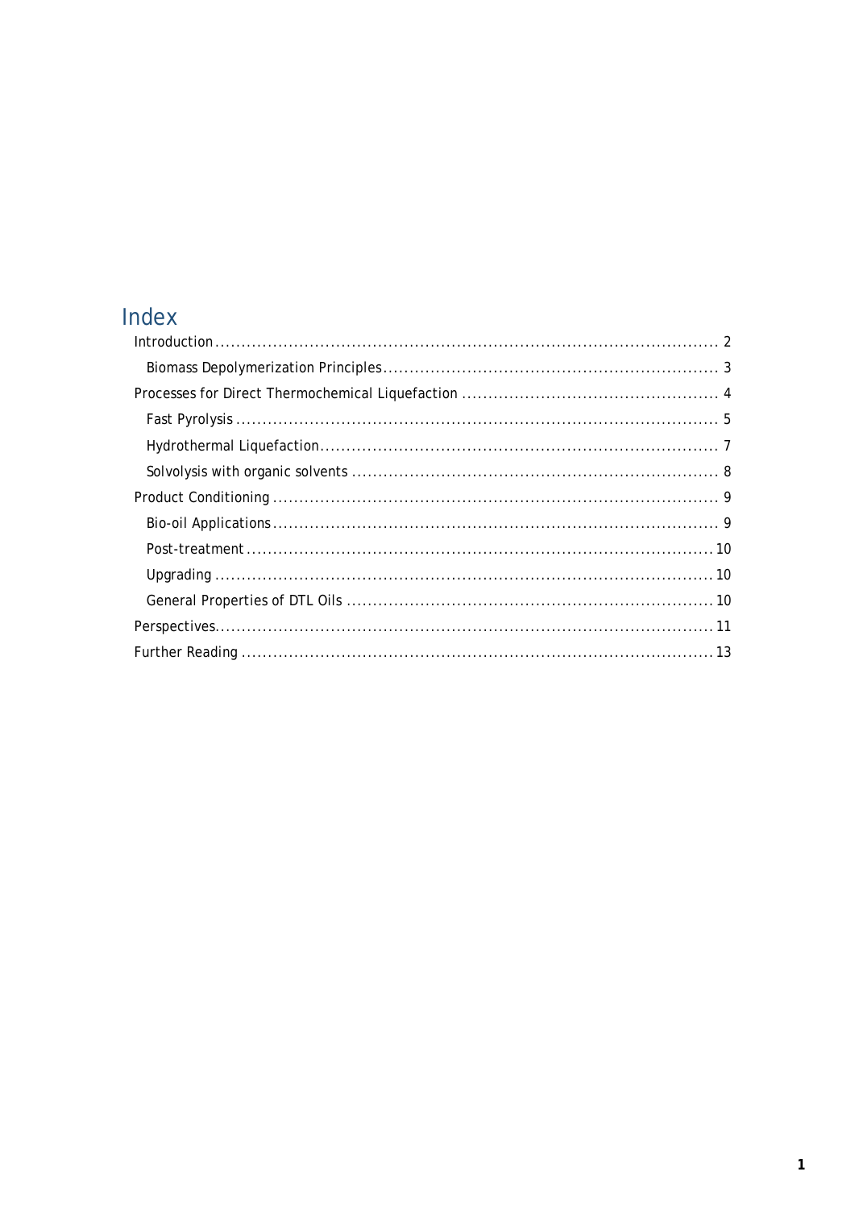# Index

- Introduction ... 2
  - Biomass Depolymerization Principles ... 3
- Processes for Direct Thermochemical Liquefaction ... 4
  - Fast Pyrolysis ... 5
  - Hydrothermal Liquefaction ... 7
  - Solvolysis with organic solvents ... 8
- Product Conditioning ... 9
  - Bio-oil Applications ... 9
  - Post-treatment ... 10
  - Upgrading ... 10
  - General Properties of DTL Oils ... 10
- Perspectives ... 11
- Further Reading ... 13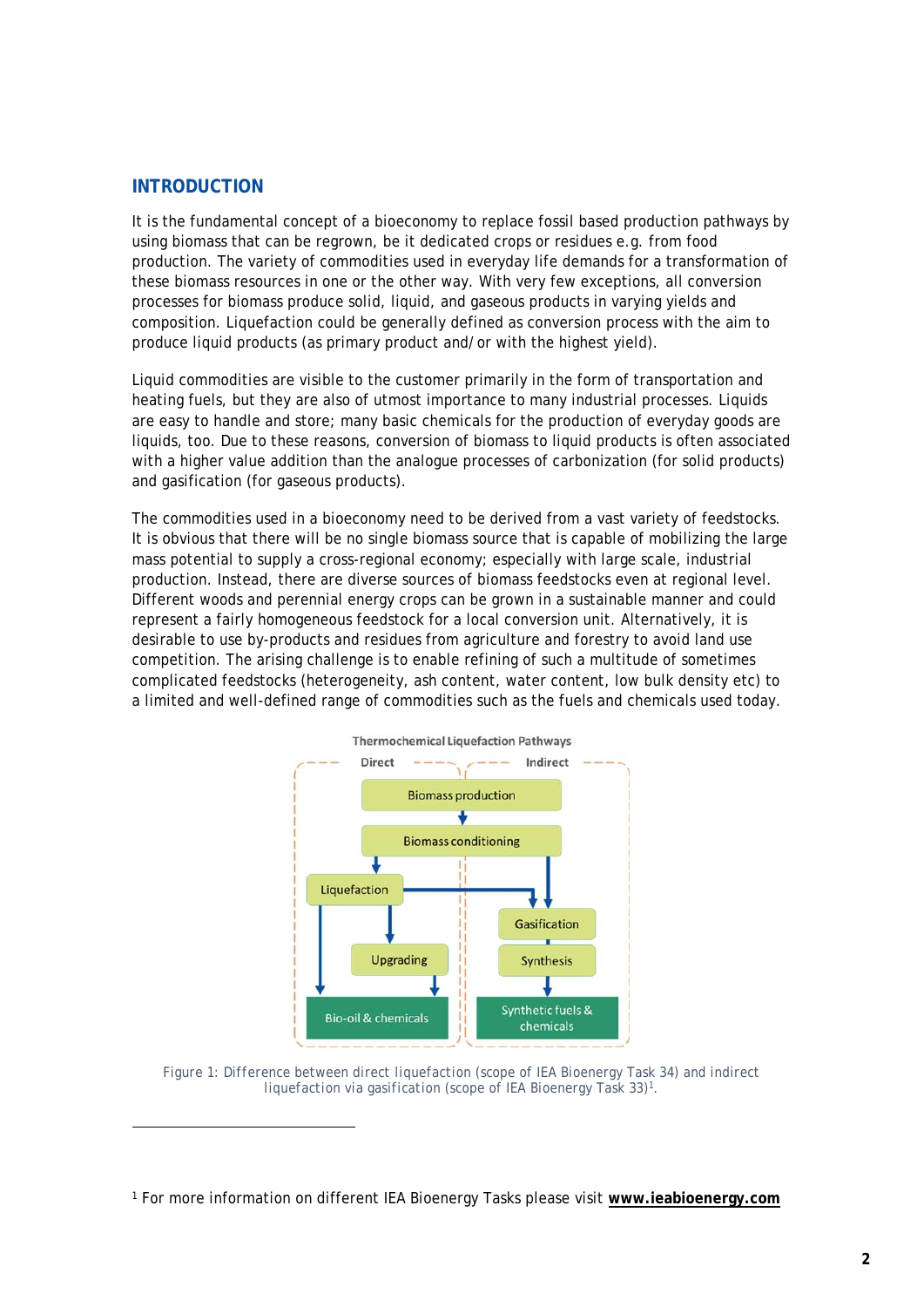## INTRODUCTION

It is the fundamental concept of a bioeconomy to replace fossil based production pathways by using biomass that can be regrown, be it dedicated crops or residues e.g. from food production. The variety of commodities used in everyday life demands for a transformation of these biomass resources in one or the other way. With very few exceptions, all conversion processes for biomass produce solid, liquid, and gaseous products in varying yields and composition. Liquefaction could be generally defined as conversion process with the aim to produce liquid products (as primary product and/or with the highest yield).

Liquid commodities are visible to the customer primarily in the form of transportation and heating fuels, but they are also of utmost importance to many industrial processes. Liquids are easy to handle and store; many basic chemicals for the production of everyday goods are liquids, too. Due to these reasons, conversion of biomass to liquid products is often associated with a higher value addition than the analogue processes of carbonization (for solid products) and gasification (for gaseous products).

The commodities used in a bioeconomy need to be derived from a vast variety of feedstocks. It is obvious that there will be no single biomass source that is capable of mobilizing the large mass potential to supply a cross-regional economy; especially with large scale, industrial production. Instead, there are diverse sources of biomass feedstocks even at regional level. Different woods and perennial energy crops can be grown in a sustainable manner and could represent a fairly homogeneous feedstock for a local conversion unit. Alternatively, it is desirable to use by-products and residues from agriculture and forestry to avoid land use competition. The arising challenge is to enable refining of such a multitude of sometimes complicated feedstocks (heterogeneity, ash content, water content, low bulk density etc) to a limited and well-defined range of commodities such as the fuels and chemicals used today.

Thermochemical Liquefaction Pathways

Direct — Indirect

Biomass production → Biomass conditioning → Liquefaction → (Upgrading) → Bio-oil & chemicals

Biomass conditioning → Gasification → Synthesis → Synthetic fuels & chemicals

Figure 1: Difference between direct liquefaction (scope of IEA Bioenergy Task 34) and indirect liquefaction via gasification (scope of IEA Bioenergy Task 33)[1].

[1] For more information on different IEA Bioenergy Tasks please visit **www.ieabioenergy.com**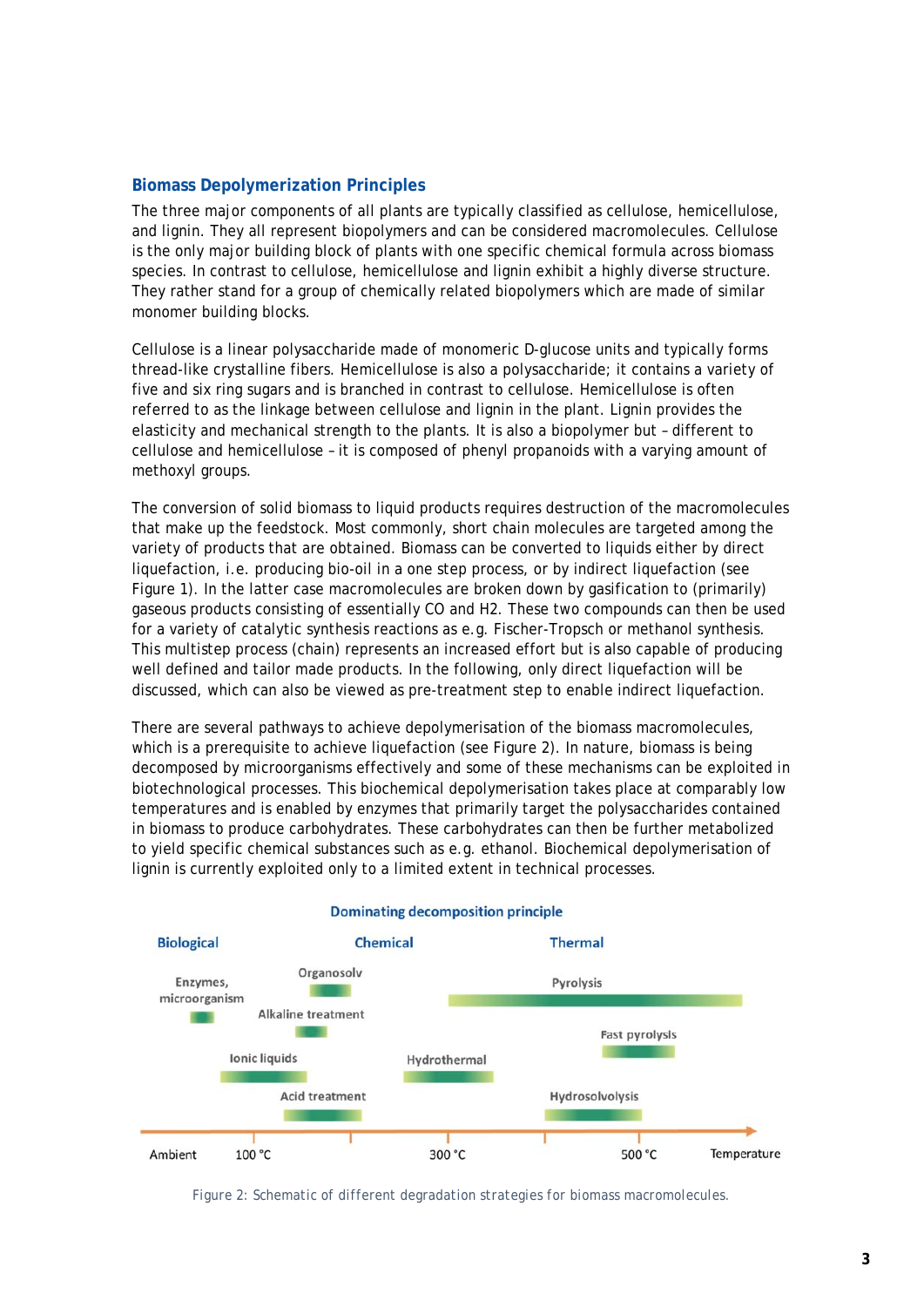## Biomass Depolymerization Principles

The three major components of all plants are typically classified as cellulose, hemicellulose, and lignin. They all represent biopolymers and can be considered macromolecules. Cellulose is the only major building block of plants with one specific chemical formula across biomass species. In contrast to cellulose, hemicellulose and lignin exhibit a highly diverse structure. They rather stand for a group of chemically related biopolymers which are made of similar monomer building blocks.

Cellulose is a linear polysaccharide made of monomeric D-glucose units and typically forms thread-like crystalline fibers. Hemicellulose is also a polysaccharide; it contains a variety of five and six ring sugars and is branched in contrast to cellulose. Hemicellulose is often referred to as the linkage between cellulose and lignin in the plant. Lignin provides the elasticity and mechanical strength to the plants. It is also a biopolymer but – different to cellulose and hemicellulose – it is composed of phenyl propanoids with a varying amount of methoxyl groups.

The conversion of solid biomass to liquid products requires destruction of the macromolecules that make up the feedstock. Most commonly, short chain molecules are targeted among the variety of products that are obtained. Biomass can be converted to liquids either by direct liquefaction, i.e. producing bio-oil in a one step process, or by indirect liquefaction (see Figure 1). In the latter case macromolecules are broken down by gasification to (primarily) gaseous products consisting of essentially CO and $H_2$. These two compounds can then be used for a variety of catalytic synthesis reactions as e.g. Fischer-Tropsch or methanol synthesis. This multistep process (chain) represents an increased effort but is also capable of producing well defined and tailor made products. In the following, only direct liquefaction will be discussed, which can also be viewed as pre-treatment step to enable indirect liquefaction.

There are several pathways to achieve depolymerisation of the biomass macromolecules, which is a prerequisite to achieve liquefaction (see Figure 2). In nature, biomass is being decomposed by microorganisms effectively and some of these mechanisms can be exploited in biotechnological processes. This biochemical depolymerisation takes place at comparably low temperatures and is enabled by enzymes that primarily target the polysaccharides contained in biomass to produce carbohydrates. These carbohydrates can then be further metabolized to yield specific chemical substances such as e.g. ethanol. Biochemical depolymerisation of lignin is currently exploited only to a limited extent in technical processes.

Figure 2: Schematic of different degradation strategies for biomass macromolecules.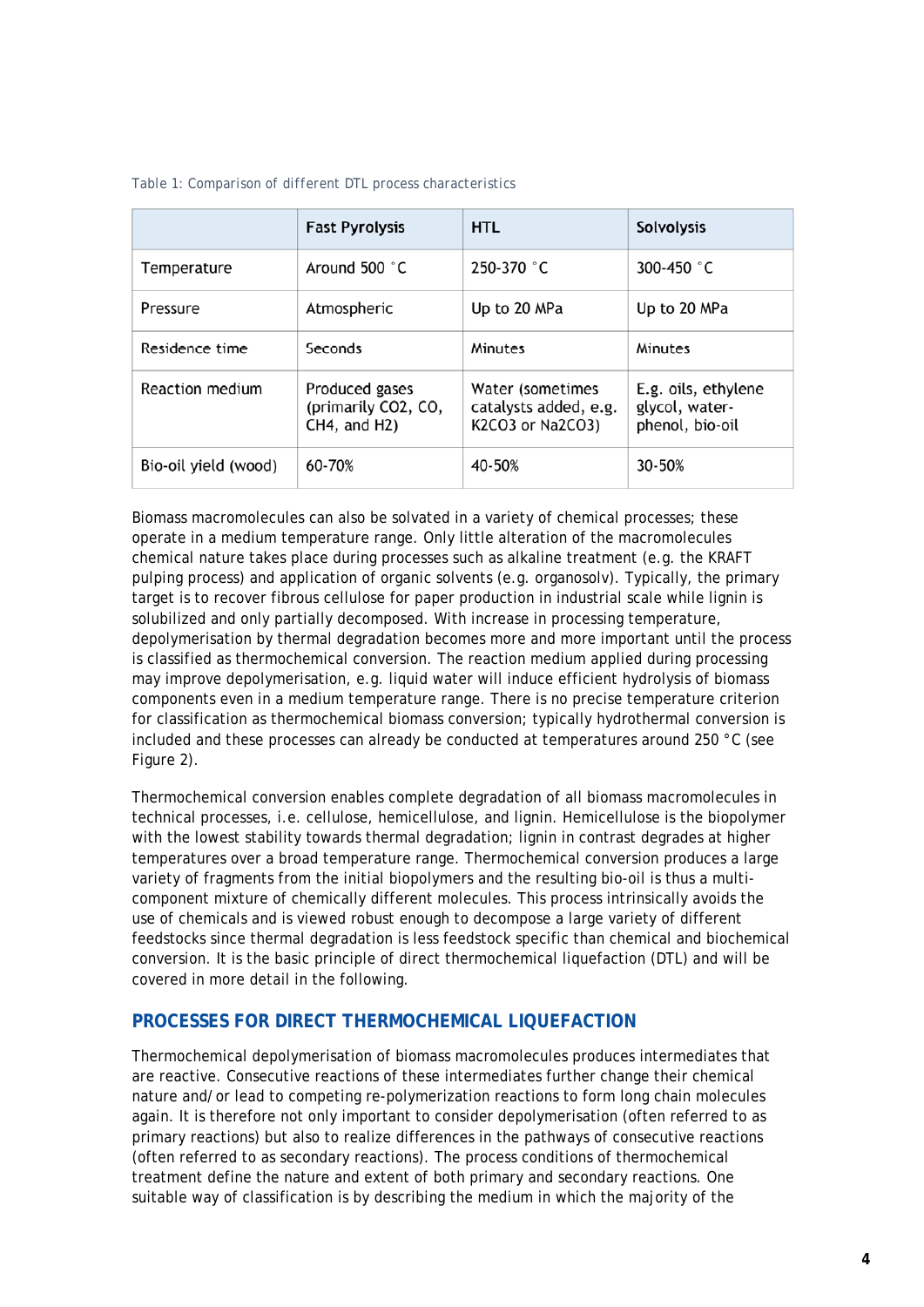Table 1: Comparison of different DTL process characteristics

| | Fast Pyrolysis | HTL | Solvolysis |
|---|---|---|---|
| Temperature | Around 500 °C | 250-370 °C | 300-450 °C |
| Pressure | Atmospheric | Up to 20 MPa | Up to 20 MPa |
| Residence time | Seconds | Minutes | Minutes |
| Reaction medium | Produced gases (primarily $CO_2$, $CO$, $CH_4$, and $H_2$) | Water (sometimes catalysts added, e.g. $K_2CO_3$ or $Na_2CO_3$) | E.g. oils, ethylene glycol, water-phenol, bio-oil |
| Bio-oil yield (wood) | 60-70% | 40-50% | 30-50% |

Biomass macromolecules can also be solvated in a variety of chemical processes; these operate in a medium temperature range. Only little alteration of the macromolecules chemical nature takes place during processes such as alkaline treatment (e.g. the KRAFT pulping process) and application of organic solvents (e.g. organosolv). Typically, the primary target is to recover fibrous cellulose for paper production in industrial scale while lignin is solubilized and only partially decomposed. With increase in processing temperature, depolymerisation by thermal degradation becomes more and more important until the process is classified as thermochemical conversion. The reaction medium applied during processing may improve depolymerisation, e.g. liquid water will induce efficient hydrolysis of biomass components even in a medium temperature range. There is no precise temperature criterion for classification as thermochemical biomass conversion; typically hydrothermal conversion is included and these processes can already be conducted at temperatures around 250 °C (see Figure 2).

Thermochemical conversion enables complete degradation of all biomass macromolecules in technical processes, i.e. cellulose, hemicellulose, and lignin. Hemicellulose is the biopolymer with the lowest stability towards thermal degradation; lignin in contrast degrades at higher temperatures over a broad temperature range. Thermochemical conversion produces a large variety of fragments from the initial biopolymers and the resulting bio-oil is thus a multi-component mixture of chemically different molecules. This process intrinsically avoids the use of chemicals and is viewed robust enough to decompose a large variety of different feedstocks since thermal degradation is less feedstock specific than chemical and biochemical conversion. It is the basic principle of direct thermochemical liquefaction (DTL) and will be covered in more detail in the following.

## PROCESSES FOR DIRECT THERMOCHEMICAL LIQUEFACTION

Thermochemical depolymerisation of biomass macromolecules produces intermediates that are reactive. Consecutive reactions of these intermediates further change their chemical nature and/or lead to competing re-polymerization reactions to form long chain molecules again. It is therefore not only important to consider depolymerisation (often referred to as primary reactions) but also to realize differences in the pathways of consecutive reactions (often referred to as secondary reactions). The process conditions of thermochemical treatment define the nature and extent of both primary and secondary reactions. One suitable way of classification is by describing the medium in which the majority of the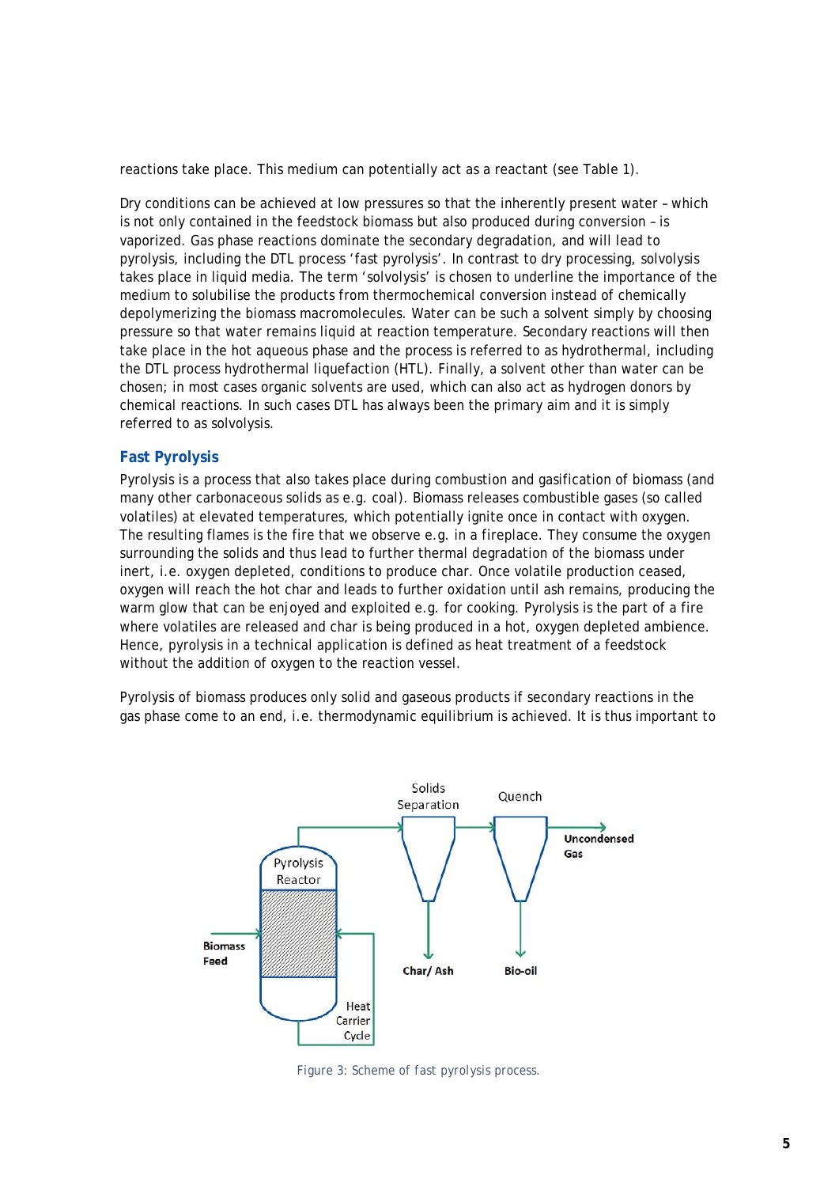reactions take place. This medium can potentially act as a reactant (see Table 1).

Dry conditions can be achieved at low pressures so that the inherently present water – which is not only contained in the feedstock biomass but also produced during conversion – is vaporized. Gas phase reactions dominate the secondary degradation, and will lead to pyrolysis, including the DTL process 'fast pyrolysis'. In contrast to dry processing, solvolysis takes place in liquid media. The term 'solvolysis' is chosen to underline the importance of the medium to solubilise the products from thermochemical conversion instead of chemically depolymerizing the biomass macromolecules. Water can be such a solvent simply by choosing pressure so that water remains liquid at reaction temperature. Secondary reactions will then take place in the hot aqueous phase and the process is referred to as hydrothermal, including the DTL process hydrothermal liquefaction (HTL). Finally, a solvent other than water can be chosen; in most cases organic solvents are used, which can also act as hydrogen donors by chemical reactions. In such cases DTL has always been the primary aim and it is simply referred to as solvolysis.

## Fast Pyrolysis

Pyrolysis is a process that also takes place during combustion and gasification of biomass (and many other carbonaceous solids as e.g. coal). Biomass releases combustible gases (so called volatiles) at elevated temperatures, which potentially ignite once in contact with oxygen. The resulting flames is the fire that we observe e.g. in a fireplace. They consume the oxygen surrounding the solids and thus lead to further thermal degradation of the biomass under inert, i.e. oxygen depleted, conditions to produce char. Once volatile production ceased, oxygen will reach the hot char and leads to further oxidation until ash remains, producing the warm glow that can be enjoyed and exploited e.g. for cooking. Pyrolysis is the part of a fire where volatiles are released and char is being produced in a hot, oxygen depleted ambience. Hence, pyrolysis in a technical application is defined as heat treatment of a feedstock without the addition of oxygen to the reaction vessel.

Pyrolysis of biomass produces only solid and gaseous products if secondary reactions in the gas phase come to an end, i.e. thermodynamic equilibrium is achieved. It is thus important to

Figure 3: Scheme of fast pyrolysis process.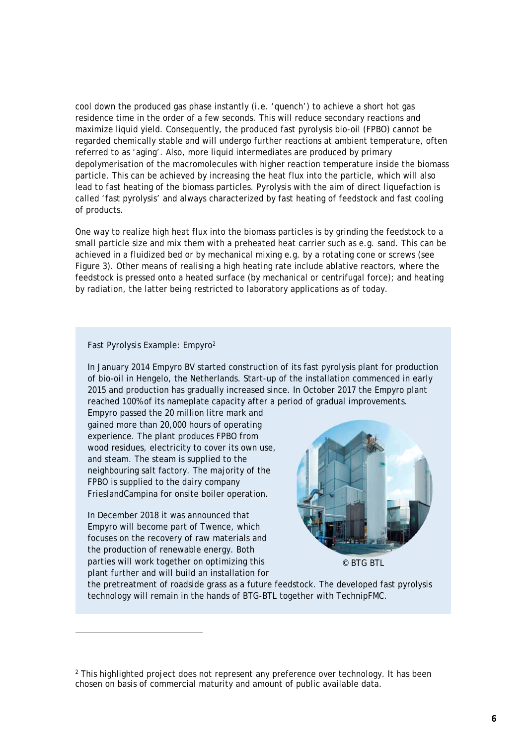cool down the produced gas phase instantly (i.e. 'quench') to achieve a short hot gas residence time in the order of a few seconds. This will reduce secondary reactions and maximize liquid yield. Consequently, the produced fast pyrolysis bio-oil (FPBO) cannot be regarded chemically stable and will undergo further reactions at ambient temperature, often referred to as 'aging'. Also, more liquid intermediates are produced by primary depolymerisation of the macromolecules with higher reaction temperature inside the biomass particle. This can be achieved by increasing the heat flux into the particle, which will also lead to fast heating of the biomass particles. Pyrolysis with the aim of direct liquefaction is called 'fast pyrolysis' and always characterized by fast heating of feedstock and fast cooling of products.

One way to realize high heat flux into the biomass particles is by grinding the feedstock to a small particle size and mix them with a preheated heat carrier such as e.g. sand. This can be achieved in a fluidized bed or by mechanical mixing e.g. by a rotating cone or screws (see Figure 3). Other means of realising a high heating rate include ablative reactors, where the feedstock is pressed onto a heated surface (by mechanical or centrifugal force); and heating by radiation, the latter being restricted to laboratory applications as of today.

Fast Pyrolysis Example: Empyro[2]

In January 2014 Empyro BV started construction of its fast pyrolysis plant for production of bio-oil in Hengelo, the Netherlands. Start-up of the installation commenced in early 2015 and production has gradually increased since. In October 2017 the Empyro plant reached 100% of its nameplate capacity after a period of gradual improvements. Empyro passed the 20 million litre mark and gained more than 20,000 hours of operating experience. The plant produces FPBO from wood residues, electricity to cover its own use, and steam. The steam is supplied to the neighbouring salt factory. The majority of the FPBO is supplied to the dairy company FrieslandCampina for onsite boiler operation.

In December 2018 it was announced that Empyro will become part of Twence, which focuses on the recovery of raw materials and the production of renewable energy. Both parties will work together on optimizing this plant further and will build an installation for the pretreatment of roadside grass as a future feedstock. The developed fast pyrolysis technology will remain in the hands of BTG-BTL together with TechnipFMC.

© BTG BTL

[2] This highlighted project does not represent any preference over technology. It has been chosen on basis of commercial maturity and amount of public available data.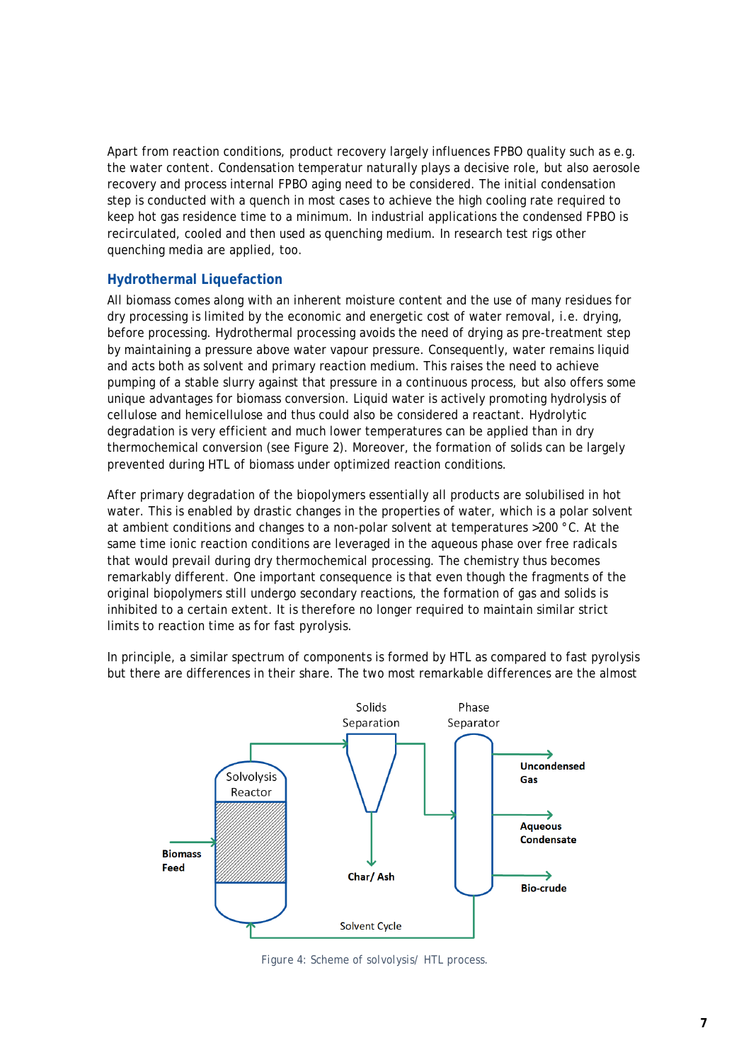Apart from reaction conditions, product recovery largely influences FPBO quality such as e.g. the water content. Condensation temperatur naturally plays a decisive role, but also aerosole recovery and process internal FPBO aging need to be considered. The initial condensation step is conducted with a quench in most cases to achieve the high cooling rate required to keep hot gas residence time to a minimum. In industrial applications the condensed FPBO is recirculated, cooled and then used as quenching medium. In research test rigs other quenching media are applied, too.

## Hydrothermal Liquefaction

All biomass comes along with an inherent moisture content and the use of many residues for dry processing is limited by the economic and energetic cost of water removal, i.e. drying, before processing. Hydrothermal processing avoids the need of drying as pre-treatment step by maintaining a pressure above water vapour pressure. Consequently, water remains liquid and acts both as solvent and primary reaction medium. This raises the need to achieve pumping of a stable slurry against that pressure in a continuous process, but also offers some unique advantages for biomass conversion. Liquid water is actively promoting hydrolysis of cellulose and hemicellulose and thus could also be considered a reactant. Hydrolytic degradation is very efficient and much lower temperatures can be applied than in dry thermochemical conversion (see Figure 2). Moreover, the formation of solids can be largely prevented during HTL of biomass under optimized reaction conditions.

After primary degradation of the biopolymers essentially all products are solubilised in hot water. This is enabled by drastic changes in the properties of water, which is a polar solvent at ambient conditions and changes to a non-polar solvent at temperatures >200 °C. At the same time ionic reaction conditions are leveraged in the aqueous phase over free radicals that would prevail during dry thermochemical processing. The chemistry thus becomes remarkably different. One important consequence is that even though the fragments of the original biopolymers still undergo secondary reactions, the formation of gas and solids is inhibited to a certain extent. It is therefore no longer required to maintain similar strict limits to reaction time as for fast pyrolysis.

In principle, a similar spectrum of components is formed by HTL as compared to fast pyrolysis but there are differences in their share. The two most remarkable differences are the almost

Solids Separation | Phase Separator | Solvolysis Reactor | Biomass Feed | Char/ Ash | Uncondensed Gas | Aqueous Condensate | Bio-crude | Solvent Cycle

Figure 4: Scheme of solvolysis/ HTL process.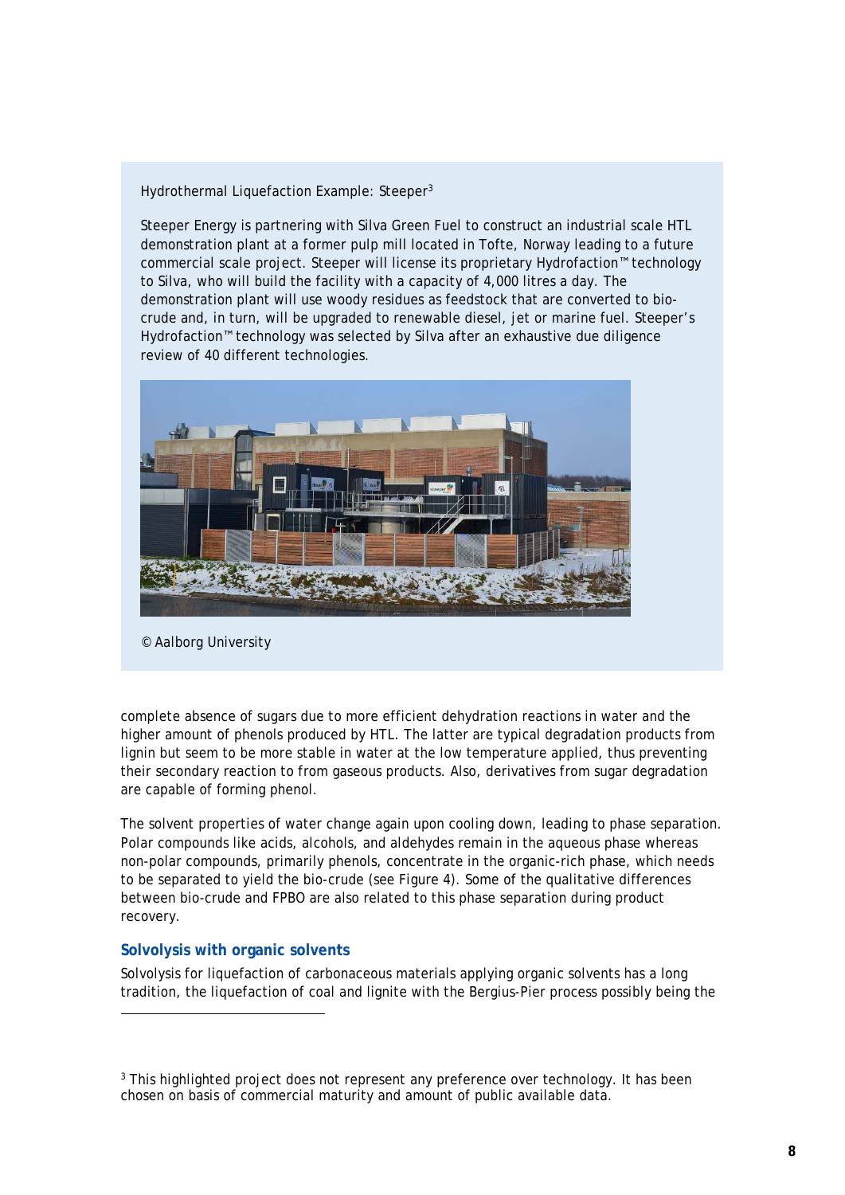Hydrothermal Liquefaction Example: Steeper[3]

Steeper Energy is partnering with Silva Green Fuel to construct an industrial scale HTL demonstration plant at a former pulp mill located in Tofte, Norway leading to a future commercial scale project. Steeper will license its proprietary Hydrofaction™ technology to Silva, who will build the facility with a capacity of 4,000 litres a day. The demonstration plant will use woody residues as feedstock that are converted to bio-crude and, in turn, will be upgraded to renewable diesel, jet or marine fuel. Steeper's Hydrofaction™ technology was selected by Silva after an exhaustive due diligence review of 40 different technologies.

© Aalborg University

complete absence of sugars due to more efficient dehydration reactions in water and the higher amount of phenols produced by HTL. The latter are typical degradation products from lignin but seem to be more stable in water at the low temperature applied, thus preventing their secondary reaction to from gaseous products. Also, derivatives from sugar degradation are capable of forming phenol.

The solvent properties of water change again upon cooling down, leading to phase separation. Polar compounds like acids, alcohols, and aldehydes remain in the aqueous phase whereas non-polar compounds, primarily phenols, concentrate in the organic-rich phase, which needs to be separated to yield the bio-crude (see Figure 4). Some of the qualitative differences between bio-crude and FPBO are also related to this phase separation during product recovery.

### Solvolysis with organic solvents

Solvolysis for liquefaction of carbonaceous materials applying organic solvents has a long tradition, the liquefaction of coal and lignite with the Bergius-Pier process possibly being the

[3] This highlighted project does not represent any preference over technology. It has been chosen on basis of commercial maturity and amount of public available data.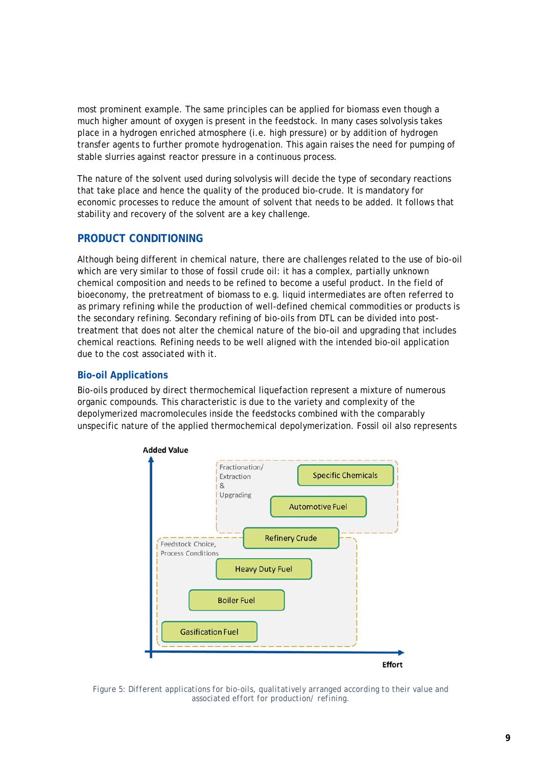most prominent example. The same principles can be applied for biomass even though a much higher amount of oxygen is present in the feedstock. In many cases solvolysis takes place in a hydrogen enriched atmosphere (i.e. high pressure) or by addition of hydrogen transfer agents to further promote hydrogenation. This again raises the need for pumping of stable slurries against reactor pressure in a continuous process.

The nature of the solvent used during solvolysis will decide the type of secondary reactions that take place and hence the quality of the produced bio-crude. It is mandatory for economic processes to reduce the amount of solvent that needs to be added. It follows that stability and recovery of the solvent are a key challenge.

## PRODUCT CONDITIONING

Although being different in chemical nature, there are challenges related to the use of bio-oil which are very similar to those of fossil crude oil: it has a complex, partially unknown chemical composition and needs to be refined to become a useful product. In the field of bioeconomy, the pretreatment of biomass to e.g. liquid intermediates are often referred to as primary refining while the production of well-defined chemical commodities or products is the secondary refining. Secondary refining of bio-oils from DTL can be divided into post-treatment that does not alter the chemical nature of the bio-oil and upgrading that includes chemical reactions. Refining needs to be well aligned with the intended bio-oil application due to the cost associated with it.

### Bio-oil Applications

Bio-oils produced by direct thermochemical liquefaction represent a mixture of numerous organic compounds. This characteristic is due to the variety and complexity of the depolymerized macromolecules inside the feedstocks combined with the comparably unspecific nature of the applied thermochemical depolymerization. Fossil oil also represents

Figure 5: Different applications for bio-oils, qualitatively arranged according to their value and associated effort for production/ refining.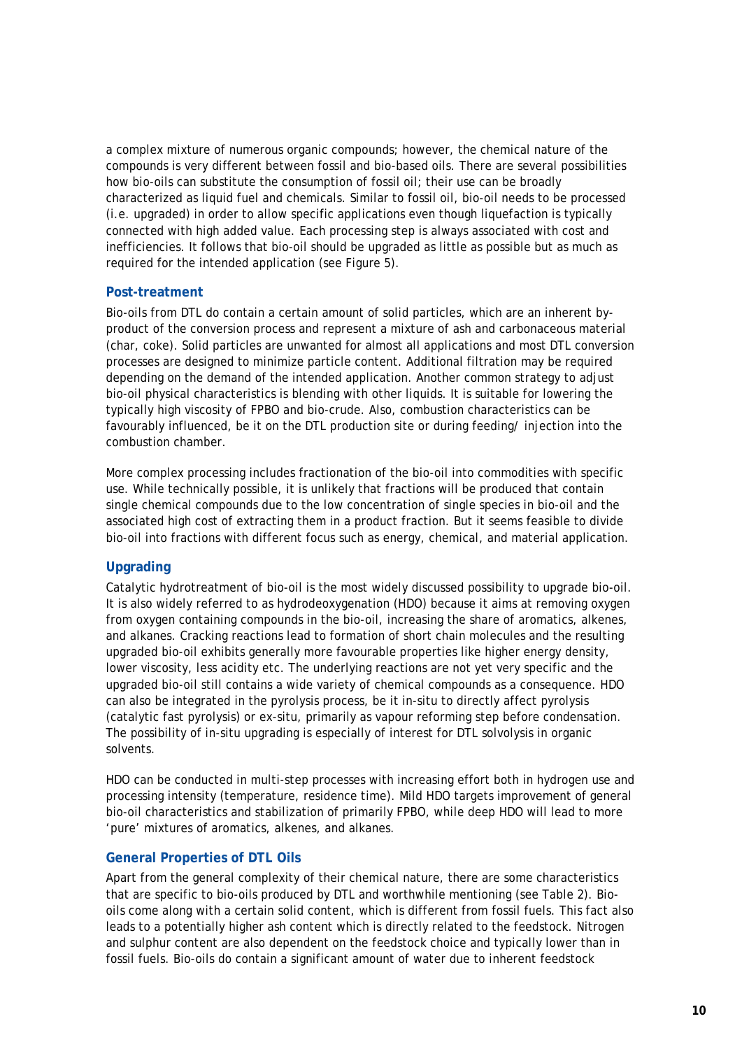a complex mixture of numerous organic compounds; however, the chemical nature of the compounds is very different between fossil and bio-based oils. There are several possibilities how bio-oils can substitute the consumption of fossil oil; their use can be broadly characterized as liquid fuel and chemicals. Similar to fossil oil, bio-oil needs to be processed (i.e. upgraded) in order to allow specific applications even though liquefaction is typically connected with high added value. Each processing step is always associated with cost and inefficiencies. It follows that bio-oil should be upgraded as little as possible but as much as required for the intended application (see Figure 5).

### Post-treatment

Bio-oils from DTL do contain a certain amount of solid particles, which are an inherent by-product of the conversion process and represent a mixture of ash and carbonaceous material (char, coke). Solid particles are unwanted for almost all applications and most DTL conversion processes are designed to minimize particle content. Additional filtration may be required depending on the demand of the intended application. Another common strategy to adjust bio-oil physical characteristics is blending with other liquids. It is suitable for lowering the typically high viscosity of FPBO and bio-crude. Also, combustion characteristics can be favourably influenced, be it on the DTL production site or during feeding/ injection into the combustion chamber.

More complex processing includes fractionation of the bio-oil into commodities with specific use. While technically possible, it is unlikely that fractions will be produced that contain single chemical compounds due to the low concentration of single species in bio-oil and the associated high cost of extracting them in a product fraction. But it seems feasible to divide bio-oil into fractions with different focus such as energy, chemical, and material application.

### Upgrading

Catalytic hydrotreatment of bio-oil is the most widely discussed possibility to upgrade bio-oil. It is also widely referred to as hydrodeoxygenation (HDO) because it aims at removing oxygen from oxygen containing compounds in the bio-oil, increasing the share of aromatics, alkenes, and alkanes. Cracking reactions lead to formation of short chain molecules and the resulting upgraded bio-oil exhibits generally more favourable properties like higher energy density, lower viscosity, less acidity etc. The underlying reactions are not yet very specific and the upgraded bio-oil still contains a wide variety of chemical compounds as a consequence. HDO can also be integrated in the pyrolysis process, be it in-situ to directly affect pyrolysis (catalytic fast pyrolysis) or ex-situ, primarily as vapour reforming step before condensation. The possibility of in-situ upgrading is especially of interest for DTL solvolysis in organic solvents.

HDO can be conducted in multi-step processes with increasing effort both in hydrogen use and processing intensity (temperature, residence time). Mild HDO targets improvement of general bio-oil characteristics and stabilization of primarily FPBO, while deep HDO will lead to more 'pure' mixtures of aromatics, alkenes, and alkanes.

### General Properties of DTL Oils

Apart from the general complexity of their chemical nature, there are some characteristics that are specific to bio-oils produced by DTL and worthwhile mentioning (see Table 2). Bio-oils come along with a certain solid content, which is different from fossil fuels. This fact also leads to a potentially higher ash content which is directly related to the feedstock. Nitrogen and sulphur content are also dependent on the feedstock choice and typically lower than in fossil fuels. Bio-oils do contain a significant amount of water due to inherent feedstock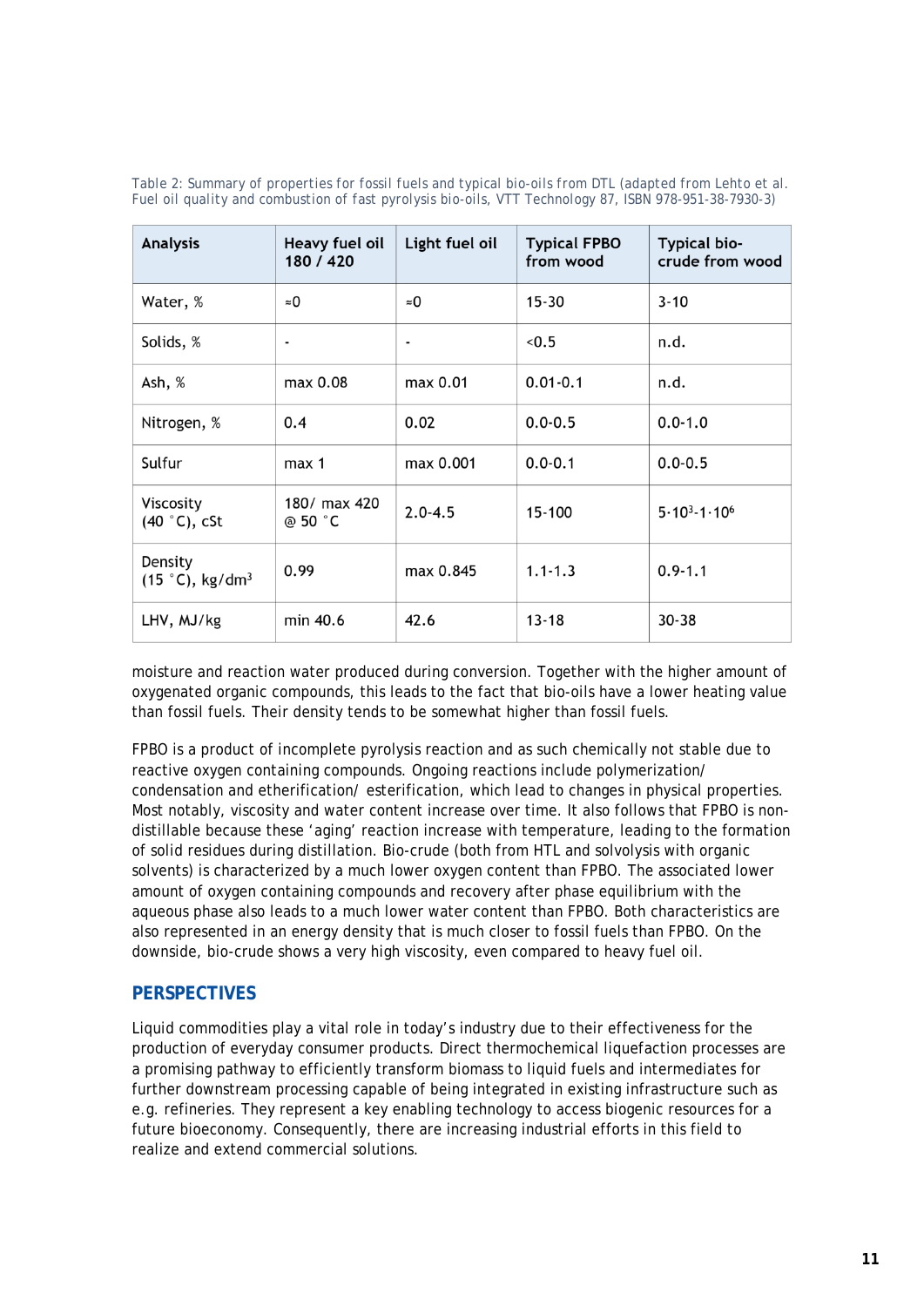Table 2: Summary of properties for fossil fuels and typical bio-oils from DTL (adapted from Lehto et al. Fuel oil quality and combustion of fast pyrolysis bio-oils, VTT Technology 87, ISBN 978-951-38-7930-3)

| Analysis | Heavy fuel oil 180 / 420 | Light fuel oil | Typical FPBO from wood | Typical bio-crude from wood |
|---|---|---|---|---|
| Water, % | ≈0 | ≈0 | 15-30 | 3-10 |
| Solids, % | - | - | <0.5 | n.d. |
| Ash, % | max 0.08 | max 0.01 | 0.01-0.1 | n.d. |
| Nitrogen, % | 0.4 | 0.02 | 0.0-0.5 | 0.0-1.0 |
| Sulfur | max 1 | max 0.001 | 0.0-0.1 | 0.0-0.5 |
| Viscosity (40 °C), cSt | 180/ max 420 @ 50 °C | 2.0-4.5 | 15-100 | $5\cdot10^3$-$1\cdot10^6$ |
| Density (15 °C), kg/dm$^3$ | 0.99 | max 0.845 | 1.1-1.3 | 0.9-1.1 |
| LHV, MJ/kg | min 40.6 | 42.6 | 13-18 | 30-38 |

moisture and reaction water produced during conversion. Together with the higher amount of oxygenated organic compounds, this leads to the fact that bio-oils have a lower heating value than fossil fuels. Their density tends to be somewhat higher than fossil fuels.

FPBO is a product of incomplete pyrolysis reaction and as such chemically not stable due to reactive oxygen containing compounds. Ongoing reactions include polymerization/ condensation and etherification/ esterification, which lead to changes in physical properties. Most notably, viscosity and water content increase over time. It also follows that FPBO is non-distillable because these 'aging' reaction increase with temperature, leading to the formation of solid residues during distillation. Bio-crude (both from HTL and solvolysis with organic solvents) is characterized by a much lower oxygen content than FPBO. The associated lower amount of oxygen containing compounds and recovery after phase equilibrium with the aqueous phase also leads to a much lower water content than FPBO. Both characteristics are also represented in an energy density that is much closer to fossil fuels than FPBO. On the downside, bio-crude shows a very high viscosity, even compared to heavy fuel oil.

## PERSPECTIVES

Liquid commodities play a vital role in today's industry due to their effectiveness for the production of everyday consumer products. Direct thermochemical liquefaction processes are a promising pathway to efficiently transform biomass to liquid fuels and intermediates for further downstream processing capable of being integrated in existing infrastructure such as e.g. refineries. They represent a key enabling technology to access biogenic resources for a future bioeconomy. Consequently, there are increasing industrial efforts in this field to realize and extend commercial solutions.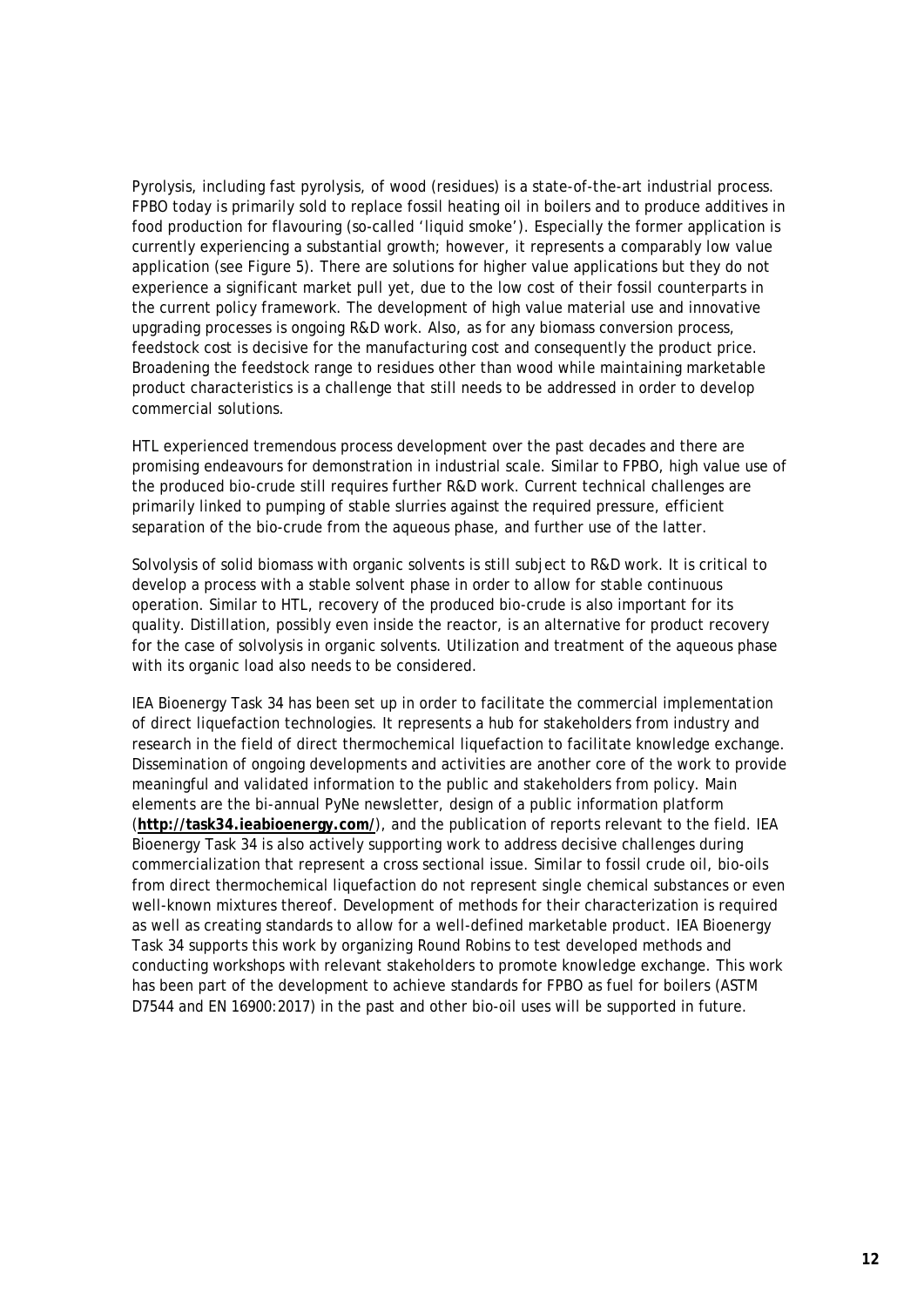Pyrolysis, including fast pyrolysis, of wood (residues) is a state-of-the-art industrial process. FPBO today is primarily sold to replace fossil heating oil in boilers and to produce additives in food production for flavouring (so-called 'liquid smoke'). Especially the former application is currently experiencing a substantial growth; however, it represents a comparably low value application (see Figure 5). There are solutions for higher value applications but they do not experience a significant market pull yet, due to the low cost of their fossil counterparts in the current policy framework. The development of high value material use and innovative upgrading processes is ongoing R&D work. Also, as for any biomass conversion process, feedstock cost is decisive for the manufacturing cost and consequently the product price. Broadening the feedstock range to residues other than wood while maintaining marketable product characteristics is a challenge that still needs to be addressed in order to develop commercial solutions.

HTL experienced tremendous process development over the past decades and there are promising endeavours for demonstration in industrial scale. Similar to FPBO, high value use of the produced bio-crude still requires further R&D work. Current technical challenges are primarily linked to pumping of stable slurries against the required pressure, efficient separation of the bio-crude from the aqueous phase, and further use of the latter.

Solvolysis of solid biomass with organic solvents is still subject to R&D work. It is critical to develop a process with a stable solvent phase in order to allow for stable continuous operation. Similar to HTL, recovery of the produced bio-crude is also important for its quality. Distillation, possibly even inside the reactor, is an alternative for product recovery for the case of solvolysis in organic solvents. Utilization and treatment of the aqueous phase with its organic load also needs to be considered.

IEA Bioenergy Task 34 has been set up in order to facilitate the commercial implementation of direct liquefaction technologies. It represents a hub for stakeholders from industry and research in the field of direct thermochemical liquefaction to facilitate knowledge exchange. Dissemination of ongoing developments and activities are another core of the work to provide meaningful and validated information to the public and stakeholders from policy. Main elements are the bi-annual PyNe newsletter, design of a public information platform (**http://task34.ieabioenergy.com/**), and the publication of reports relevant to the field. IEA Bioenergy Task 34 is also actively supporting work to address decisive challenges during commercialization that represent a cross sectional issue. Similar to fossil crude oil, bio-oils from direct thermochemical liquefaction do not represent single chemical substances or even well-known mixtures thereof. Development of methods for their characterization is required as well as creating standards to allow for a well-defined marketable product. IEA Bioenergy Task 34 supports this work by organizing Round Robins to test developed methods and conducting workshops with relevant stakeholders to promote knowledge exchange. This work has been part of the development to achieve standards for FPBO as fuel for boilers (ASTM D7544 and EN 16900:2017) in the past and other bio-oil uses will be supported in future.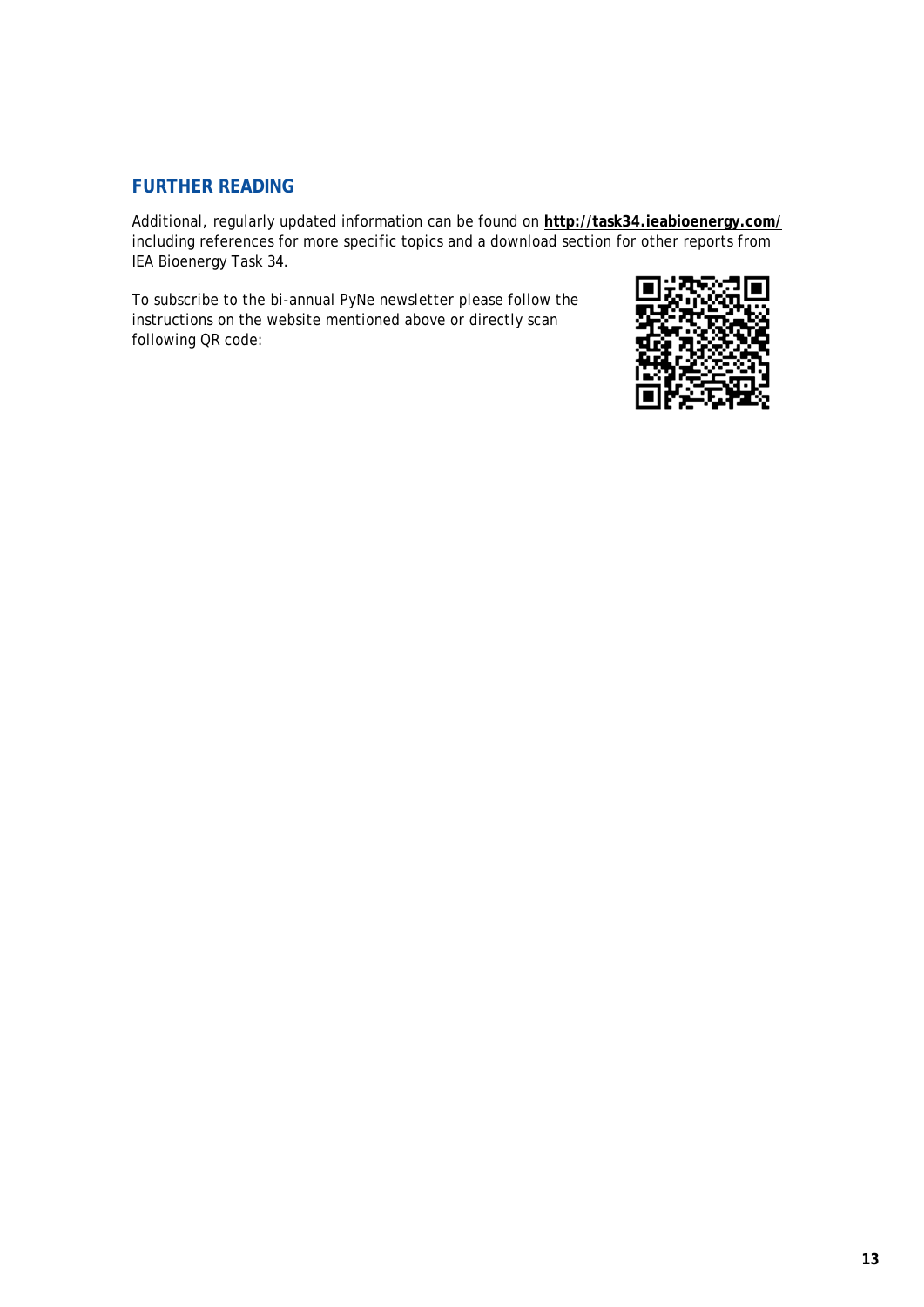## FURTHER READING

Additional, regularly updated information can be found on **http://task34.ieabioenergy.com/** including references for more specific topics and a download section for other reports from IEA Bioenergy Task 34.

To subscribe to the bi-annual PyNe newsletter please follow the instructions on the website mentioned above or directly scan following QR code: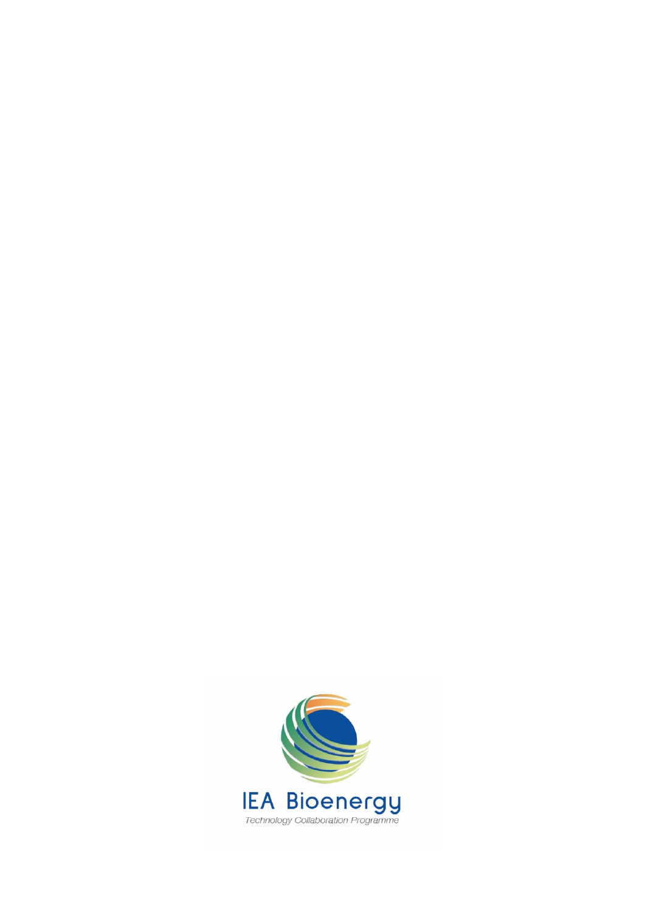IEA Bioenergy

Technology Collaboration Programme